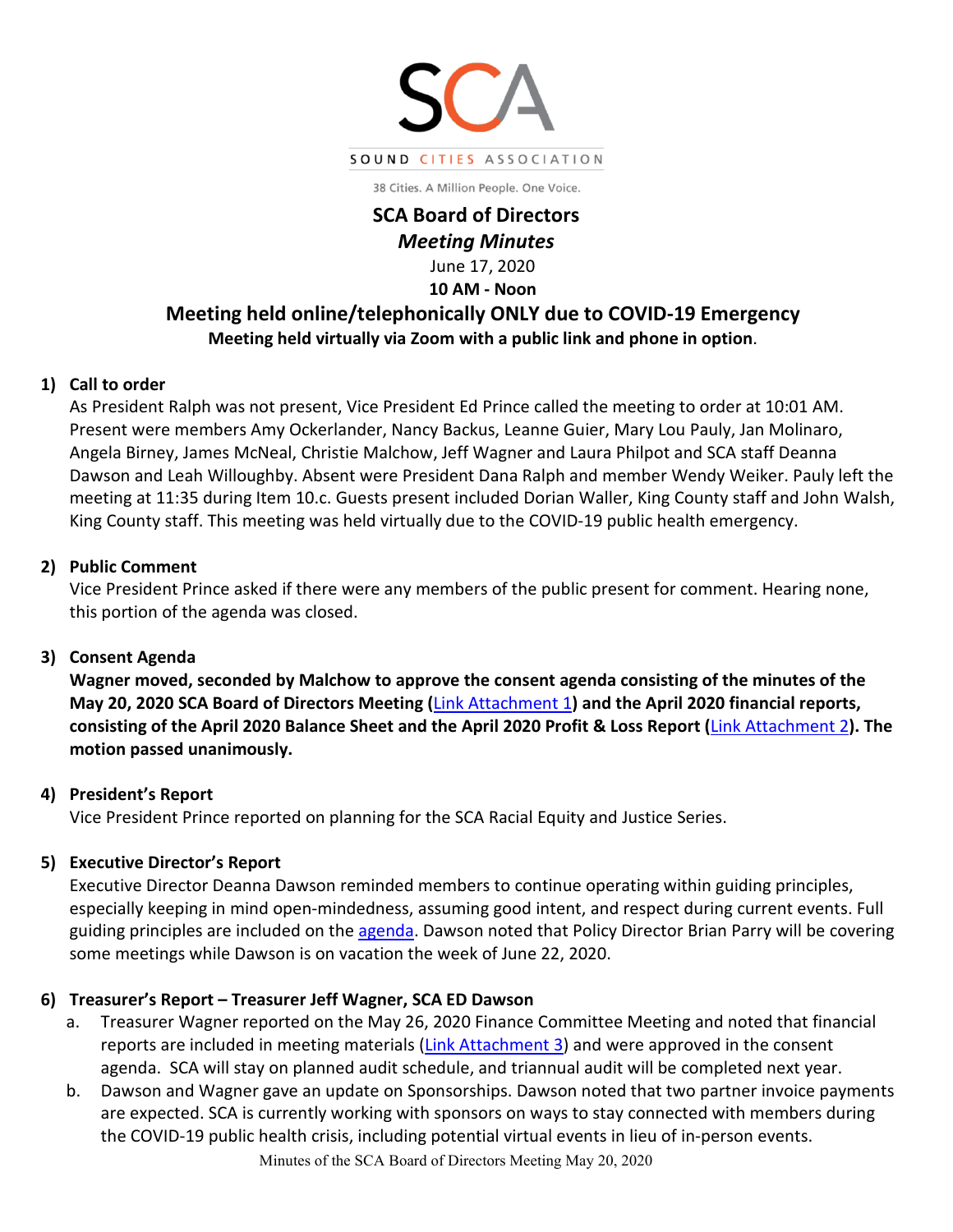SOUND CITIES ASSOCIATION

38 Cities. A Million People. One Voice.

# SCA Board of Directors

## *Meeting Minutes*

June 17, 2020

**10 AM - Noon**

## Meeting held online/telephonically ONLY due to COVID-19 Emergency

**Meeting held virtually via Zoom with a public link and phone in option**.

### 1) Call to order

As President Ralph was not present, Vice President Ed Prince called the meeting to order at 10:01 AM. Present were members Amy Ockerlander, Nancy Backus, Leanne Guier, Mary Lou Pauly, Jan Molinaro, Angela Birney, James McNeal, Christie Malchow, Jeff Wagner and Laura Philpot and SCA staff Deanna Dawson and Leah Willoughby. Absent were President Dana Ralph and member Wendy Weiker. Pauly left the meeting at 11:35 during Item 10.c. Guests present included Dorian Waller, King County staff and John Walsh, King County staff. This meeting was held virtually due to the COVID-19 public health emergency.

### 2) Public Comment

Vice President Prince asked if there were any members of the public present for comment. Hearing none, this portion of the agenda was closed.

### 3) Consent Agenda

**Wagner moved, seconded by Malchow to approve the consent agenda consisting of the minutes of the May 20, 2020 SCA Board of Directors Meeting (Link Attachment 1) and the April 2020 financial reports, consisting of the April 2020 Balance Sheet and the April 2020 Profit & Loss Report (Link Attachment 2). The motion passed unanimously.**

### 4) President's Report

Vice President Prince reported on planning for the SCA Racial Equity and Justice Series.

### 5) Executive Director's Report

Executive Director Deanna Dawson reminded members to continue operating within guiding principles, especially keeping in mind open-mindedness, assuming good intent, and respect during current events. Full guiding principles are included on the agenda. Dawson noted that Policy Director Brian Parry will be covering some meetings while Dawson is on vacation the week of June 22, 2020.

### 6) Treasurer's Report – Treasurer Jeff Wagner, SCA ED Dawson

a. Treasurer Wagner reported on the May 26, 2020 Finance Committee Meeting and noted that financial reports are included in meeting materials (Link Attachment 3) and were approved in the consent agenda. SCA will stay on planned audit schedule, and triannual audit will be completed next year.

b. Dawson and Wagner gave an update on Sponsorships. Dawson noted that two partner invoice payments are expected. SCA is currently working with sponsors on ways to stay connected with members during the COVID-19 public health crisis, including potential virtual events in lieu of in-person events.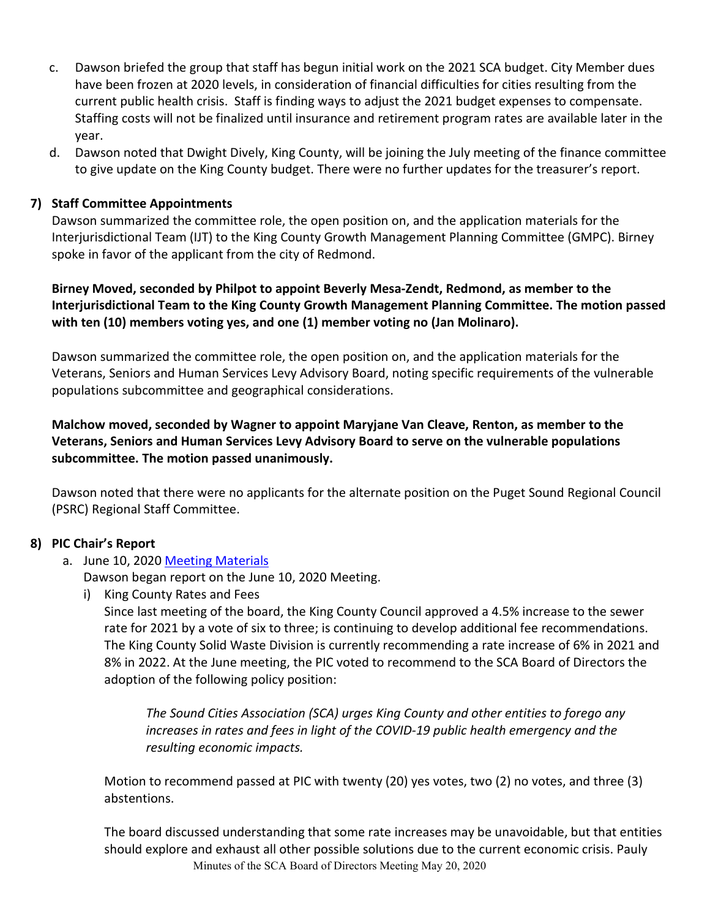c. Dawson briefed the group that staff has begun initial work on the 2021 SCA budget. City Member dues have been frozen at 2020 levels, in consideration of financial difficulties for cities resulting from the current public health crisis. Staff is finding ways to adjust the 2021 budget expenses to compensate. Staffing costs will not be finalized until insurance and retirement program rates are available later in the year.

d. Dawson noted that Dwight Dively, King County, will be joining the July meeting of the finance committee to give update on the King County budget. There were no further updates for the treasurer's report.

**7) Staff Committee Appointments**

Dawson summarized the committee role, the open position on, and the application materials for the Interjurisdictional Team (IJT) to the King County Growth Management Planning Committee (GMPC). Birney spoke in favor of the applicant from the city of Redmond.

**Birney Moved, seconded by Philpot to appoint Beverly Mesa-Zendt, Redmond, as member to the Interjurisdictional Team to the King County Growth Management Planning Committee. The motion passed with ten (10) members voting yes, and one (1) member voting no (Jan Molinaro).**

Dawson summarized the committee role, the open position on, and the application materials for the Veterans, Seniors and Human Services Levy Advisory Board, noting specific requirements of the vulnerable populations subcommittee and geographical considerations.

**Malchow moved, seconded by Wagner to appoint Maryjane Van Cleave, Renton, as member to the Veterans, Seniors and Human Services Levy Advisory Board to serve on the vulnerable populations subcommittee. The motion passed unanimously.**

Dawson noted that there were no applicants for the alternate position on the Puget Sound Regional Council (PSRC) Regional Staff Committee.

**8) PIC Chair's Report**

a. June 10, 2020 [Meeting Materials]

Dawson began report on the June 10, 2020 Meeting.

i) King County Rates and Fees

Since last meeting of the board, the King County Council approved a 4.5% increase to the sewer rate for 2021 by a vote of six to three; is continuing to develop additional fee recommendations. The King County Solid Waste Division is currently recommending a rate increase of 6% in 2021 and 8% in 2022. At the June meeting, the PIC voted to recommend to the SCA Board of Directors the adoption of the following policy position:

> *The Sound Cities Association (SCA) urges King County and other entities to forego any increases in rates and fees in light of the COVID-19 public health emergency and the resulting economic impacts.*

Motion to recommend passed at PIC with twenty (20) yes votes, two (2) no votes, and three (3) abstentions.

The board discussed understanding that some rate increases may be unavoidable, but that entities should explore and exhaust all other possible solutions due to the current economic crisis. Pauly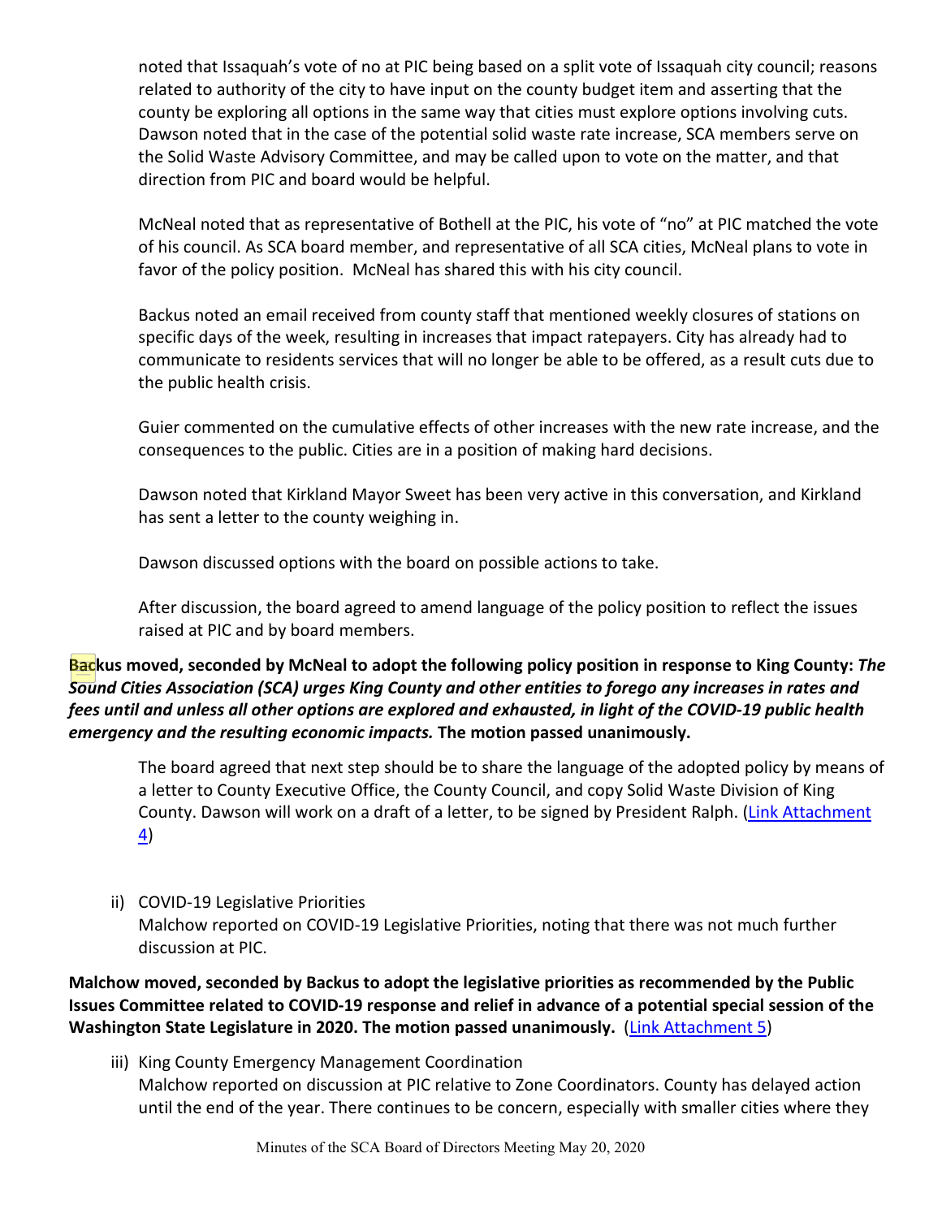noted that Issaquah's vote of no at PIC being based on a split vote of Issaquah city council; reasons related to authority of the city to have input on the county budget item and asserting that the county be exploring all options in the same way that cities must explore options involving cuts. Dawson noted that in the case of the potential solid waste rate increase, SCA members serve on the Solid Waste Advisory Committee, and may be called upon to vote on the matter, and that direction from PIC and board would be helpful.

McNeal noted that as representative of Bothell at the PIC, his vote of "no" at PIC matched the vote of his council. As SCA board member, and representative of all SCA cities, McNeal plans to vote in favor of the policy position. McNeal has shared this with his city council.

Backus noted an email received from county staff that mentioned weekly closures of stations on specific days of the week, resulting in increases that impact ratepayers. City has already had to communicate to residents services that will no longer be able to be offered, as a result cuts due to the public health crisis.

Guier commented on the cumulative effects of other increases with the new rate increase, and the consequences to the public. Cities are in a position of making hard decisions.

Dawson noted that Kirkland Mayor Sweet has been very active in this conversation, and Kirkland has sent a letter to the county weighing in.

Dawson discussed options with the board on possible actions to take.

After discussion, the board agreed to amend language of the policy position to reflect the issues raised at PIC and by board members.

**Backus moved, seconded by McNeal to adopt the following policy position in response to King County:** ***The Sound Cities Association (SCA) urges King County and other entities to forego any increases in rates and fees until and unless all other options are explored and exhausted, in light of the COVID-19 public health emergency and the resulting economic impacts.*** **The motion passed unanimously.**

The board agreed that next step should be to share the language of the adopted policy by means of a letter to County Executive Office, the County Council, and copy Solid Waste Division of King County. Dawson will work on a draft of a letter, to be signed by President Ralph. (Link Attachment 4)

ii) COVID-19 Legislative Priorities
Malchow reported on COVID-19 Legislative Priorities, noting that there was not much further discussion at PIC.

**Malchow moved, seconded by Backus to adopt the legislative priorities as recommended by the Public Issues Committee related to COVID-19 response and relief in advance of a potential special session of the Washington State Legislature in 2020. The motion passed unanimously.** (Link Attachment 5)

iii) King County Emergency Management Coordination
Malchow reported on discussion at PIC relative to Zone Coordinators. County has delayed action until the end of the year. There continues to be concern, especially with smaller cities where they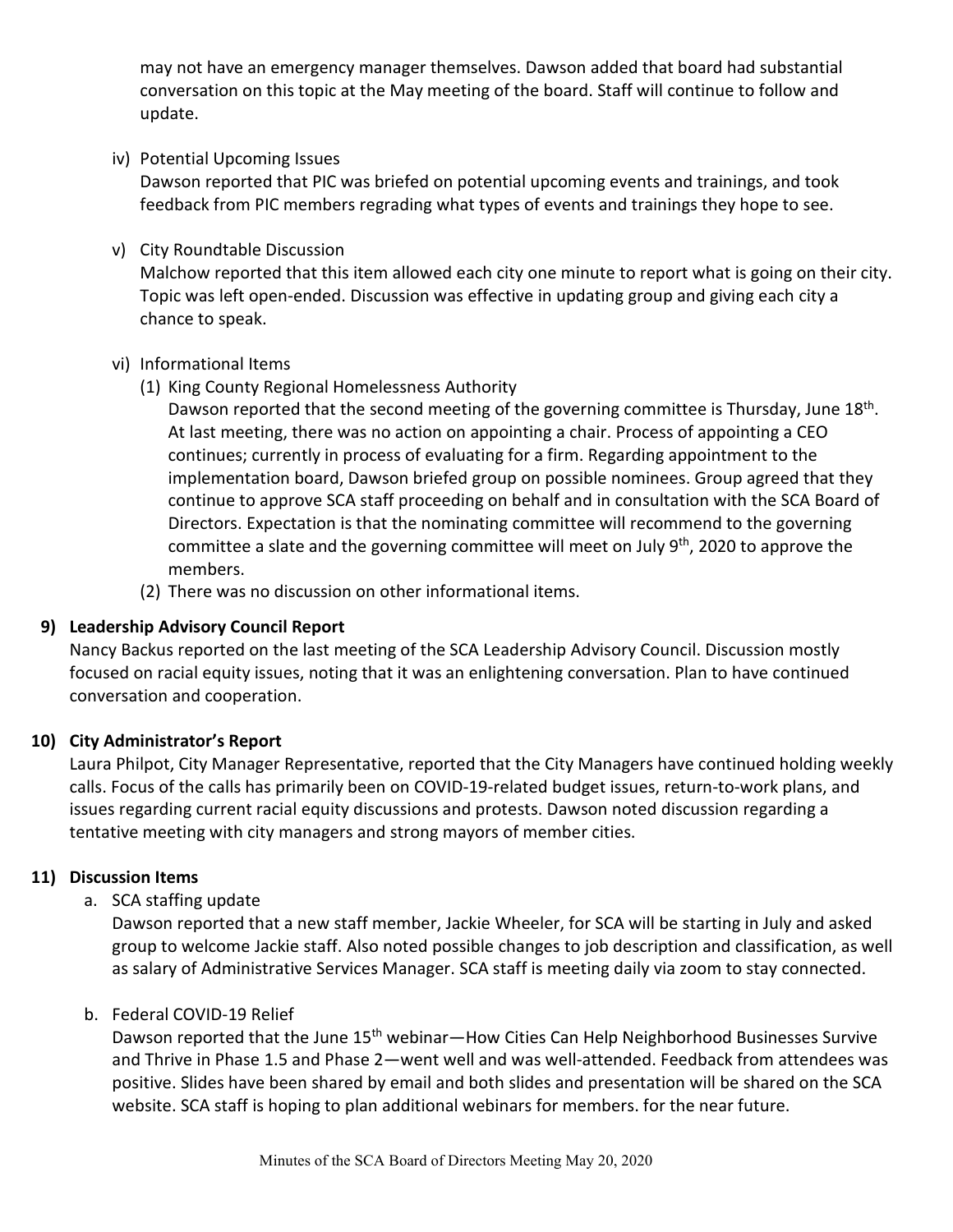may not have an emergency manager themselves. Dawson added that board had substantial conversation on this topic at the May meeting of the board. Staff will continue to follow and update.

iv) Potential Upcoming Issues
Dawson reported that PIC was briefed on potential upcoming events and trainings, and took feedback from PIC members regrading what types of events and trainings they hope to see.

v) City Roundtable Discussion
Malchow reported that this item allowed each city one minute to report what is going on their city. Topic was left open-ended. Discussion was effective in updating group and giving each city a chance to speak.

vi) Informational Items
(1) King County Regional Homelessness Authority
Dawson reported that the second meeting of the governing committee is Thursday, June 18th. At last meeting, there was no action on appointing a chair. Process of appointing a CEO continues; currently in process of evaluating for a firm. Regarding appointment to the implementation board, Dawson briefed group on possible nominees. Group agreed that they continue to approve SCA staff proceeding on behalf and in consultation with the SCA Board of Directors. Expectation is that the nominating committee will recommend to the governing committee a slate and the governing committee will meet on July 9th, 2020 to approve the members.
(2) There was no discussion on other informational items.

**9) Leadership Advisory Council Report**
Nancy Backus reported on the last meeting of the SCA Leadership Advisory Council. Discussion mostly focused on racial equity issues, noting that it was an enlightening conversation. Plan to have continued conversation and cooperation.

**10) City Administrator's Report**
Laura Philpot, City Manager Representative, reported that the City Managers have continued holding weekly calls. Focus of the calls has primarily been on COVID-19-related budget issues, return-to-work plans, and issues regarding current racial equity discussions and protests. Dawson noted discussion regarding a tentative meeting with city managers and strong mayors of member cities.

**11) Discussion Items**

a. SCA staffing update
Dawson reported that a new staff member, Jackie Wheeler, for SCA will be starting in July and asked group to welcome Jackie staff. Also noted possible changes to job description and classification, as well as salary of Administrative Services Manager. SCA staff is meeting daily via zoom to stay connected.

b. Federal COVID-19 Relief
Dawson reported that the June 15th webinar—How Cities Can Help Neighborhood Businesses Survive and Thrive in Phase 1.5 and Phase 2—went well and was well-attended. Feedback from attendees was positive. Slides have been shared by email and both slides and presentation will be shared on the SCA website. SCA staff is hoping to plan additional webinars for members. for the near future.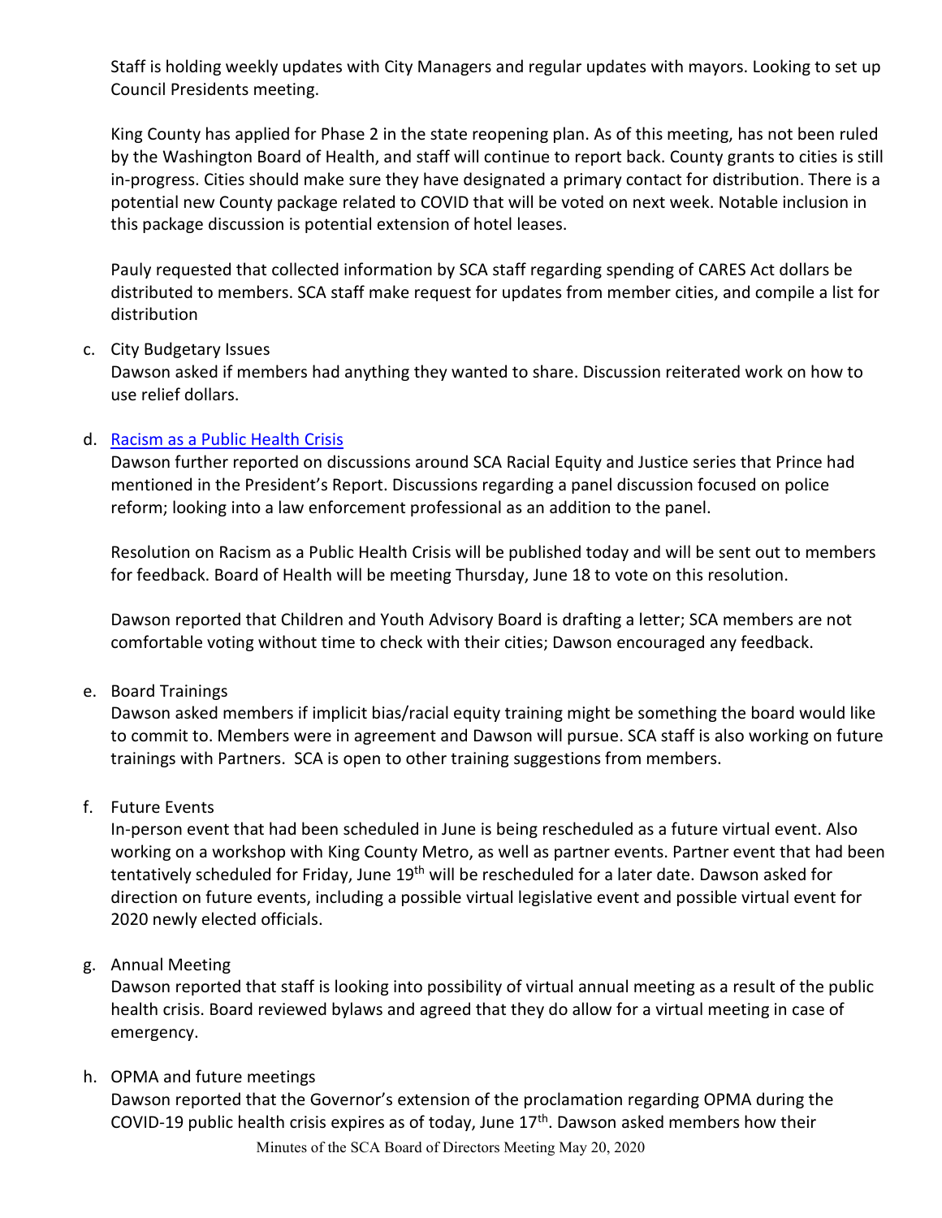Staff is holding weekly updates with City Managers and regular updates with mayors. Looking to set up Council Presidents meeting.

King County has applied for Phase 2 in the state reopening plan. As of this meeting, has not been ruled by the Washington Board of Health, and staff will continue to report back. County grants to cities is still in-progress. Cities should make sure they have designated a primary contact for distribution. There is a potential new County package related to COVID that will be voted on next week. Notable inclusion in this package discussion is potential extension of hotel leases.

Pauly requested that collected information by SCA staff regarding spending of CARES Act dollars be distributed to members. SCA staff make request for updates from member cities, and compile a list for distribution

c. City Budgetary Issues
   Dawson asked if members had anything they wanted to share. Discussion reiterated work on how to use relief dollars.

d. Racism as a Public Health Crisis
   Dawson further reported on discussions around SCA Racial Equity and Justice series that Prince had mentioned in the President's Report. Discussions regarding a panel discussion focused on police reform; looking into a law enforcement professional as an addition to the panel.

   Resolution on Racism as a Public Health Crisis will be published today and will be sent out to members for feedback. Board of Health will be meeting Thursday, June 18 to vote on this resolution.

   Dawson reported that Children and Youth Advisory Board is drafting a letter; SCA members are not comfortable voting without time to check with their cities; Dawson encouraged any feedback.

e. Board Trainings
   Dawson asked members if implicit bias/racial equity training might be something the board would like to commit to. Members were in agreement and Dawson will pursue. SCA staff is also working on future trainings with Partners. SCA is open to other training suggestions from members.

f. Future Events
   In-person event that had been scheduled in June is being rescheduled as a future virtual event. Also working on a workshop with King County Metro, as well as partner events. Partner event that had been tentatively scheduled for Friday, June 19th will be rescheduled for a later date. Dawson asked for direction on future events, including a possible virtual legislative event and possible virtual event for 2020 newly elected officials.

g. Annual Meeting
   Dawson reported that staff is looking into possibility of virtual annual meeting as a result of the public health crisis. Board reviewed bylaws and agreed that they do allow for a virtual meeting in case of emergency.

h. OPMA and future meetings
   Dawson reported that the Governor's extension of the proclamation regarding OPMA during the COVID-19 public health crisis expires as of today, June 17th. Dawson asked members how their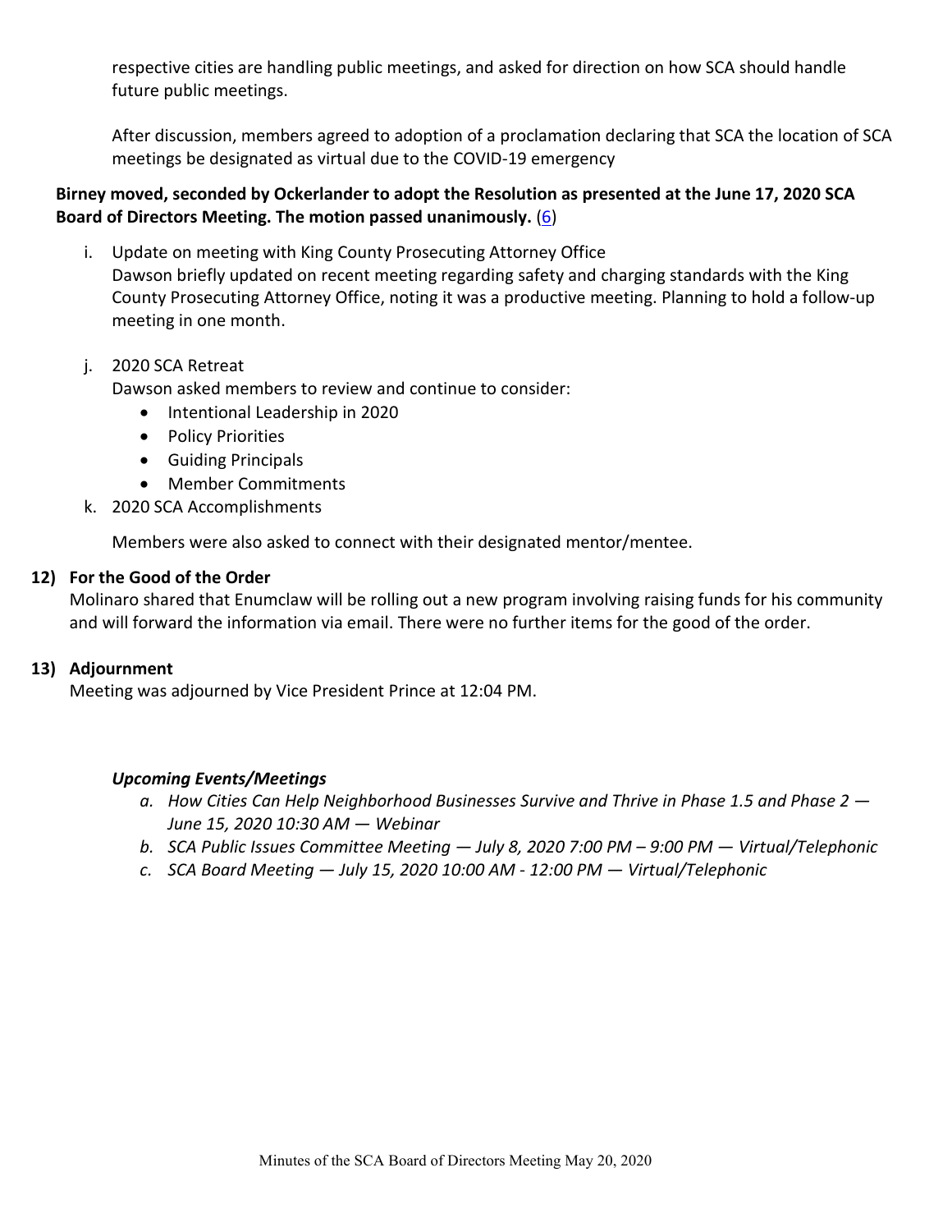respective cities are handling public meetings, and asked for direction on how SCA should handle future public meetings.

After discussion, members agreed to adoption of a proclamation declaring that SCA the location of SCA meetings be designated as virtual due to the COVID-19 emergency

**Birney moved, seconded by Ockerlander to adopt the Resolution as presented at the June 17, 2020 SCA Board of Directors Meeting. The motion passed unanimously.** (6)

i. Update on meeting with King County Prosecuting Attorney Office
   Dawson briefly updated on recent meeting regarding safety and charging standards with the King County Prosecuting Attorney Office, noting it was a productive meeting. Planning to hold a follow-up meeting in one month.

j. 2020 SCA Retreat
   Dawson asked members to review and continue to consider:
   - Intentional Leadership in 2020
   - Policy Priorities
   - Guiding Principals
   - Member Commitments

k. 2020 SCA Accomplishments

   Members were also asked to connect with their designated mentor/mentee.

**12) For the Good of the Order**

Molinaro shared that Enumclaw will be rolling out a new program involving raising funds for his community and will forward the information via email. There were no further items for the good of the order.

**13) Adjournment**

Meeting was adjourned by Vice President Prince at 12:04 PM.

***Upcoming Events/Meetings***

*a. How Cities Can Help Neighborhood Businesses Survive and Thrive in Phase 1.5 and Phase 2 — June 15, 2020 10:30 AM — Webinar*

*b. SCA Public Issues Committee Meeting — July 8, 2020 7:00 PM – 9:00 PM — Virtual/Telephonic*

*c. SCA Board Meeting — July 15, 2020 10:00 AM - 12:00 PM — Virtual/Telephonic*